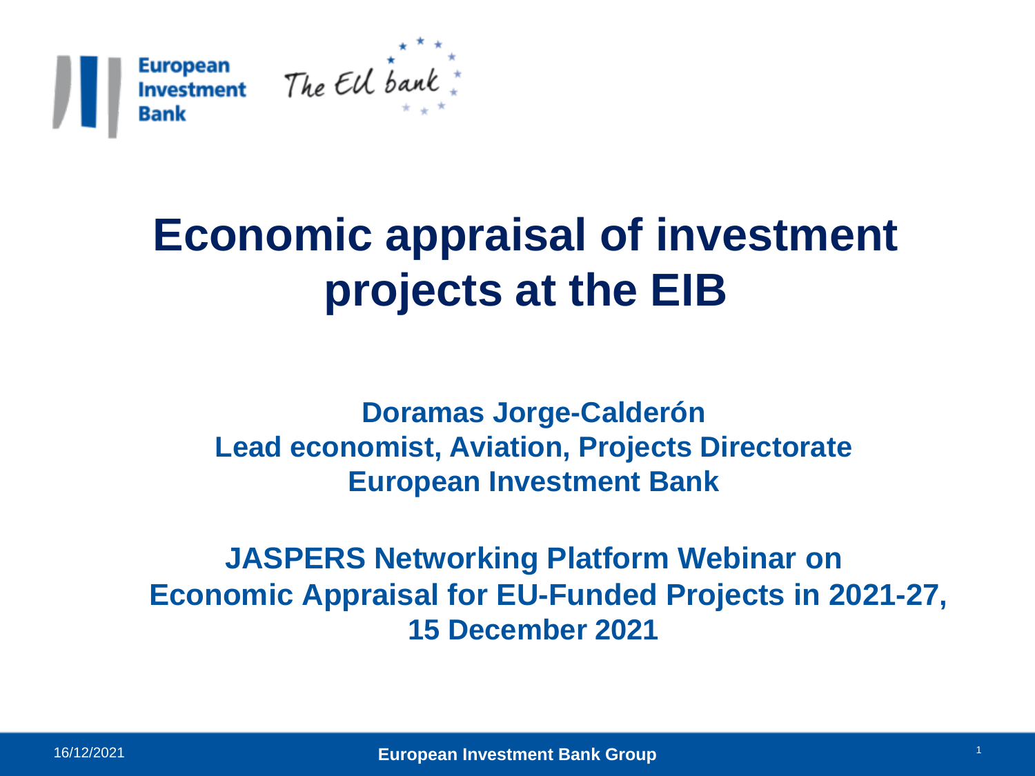European Investment Bank — The EU bank

# Economic appraisal of investment projects at the EIB

**Doramas Jorge-Calderón**
**Lead economist, Aviation, Projects Directorate**
**European Investment Bank**

**JASPERS Networking Platform Webinar on Economic Appraisal for EU-Funded Projects in 2021-27, 15 December 2021**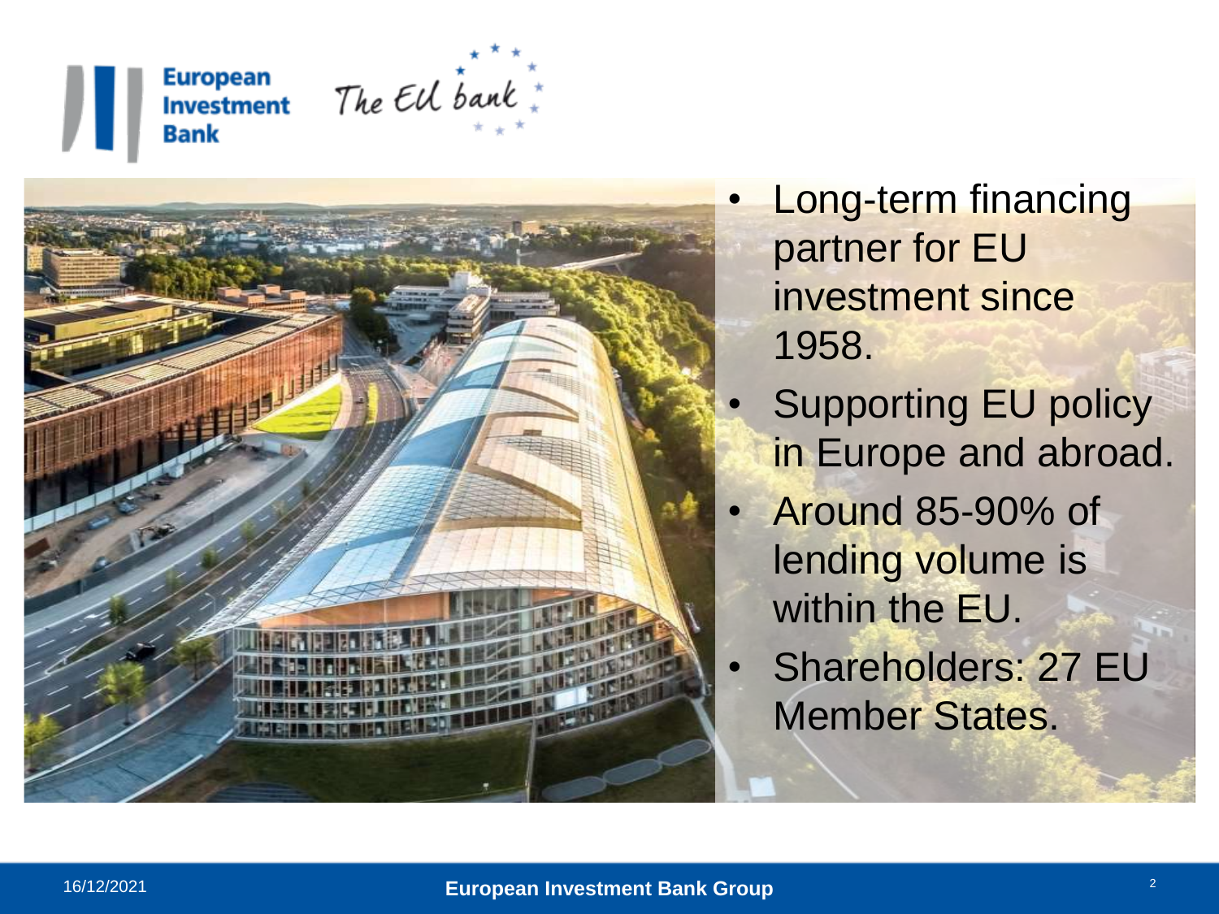European Investment Bank – The EU bank

- Long-term financing partner for EU investment since 1958.
- Supporting EU policy in Europe and abroad.
- Around 85-90% of lending volume is within the EU.
- Shareholders: 27 EU Member States.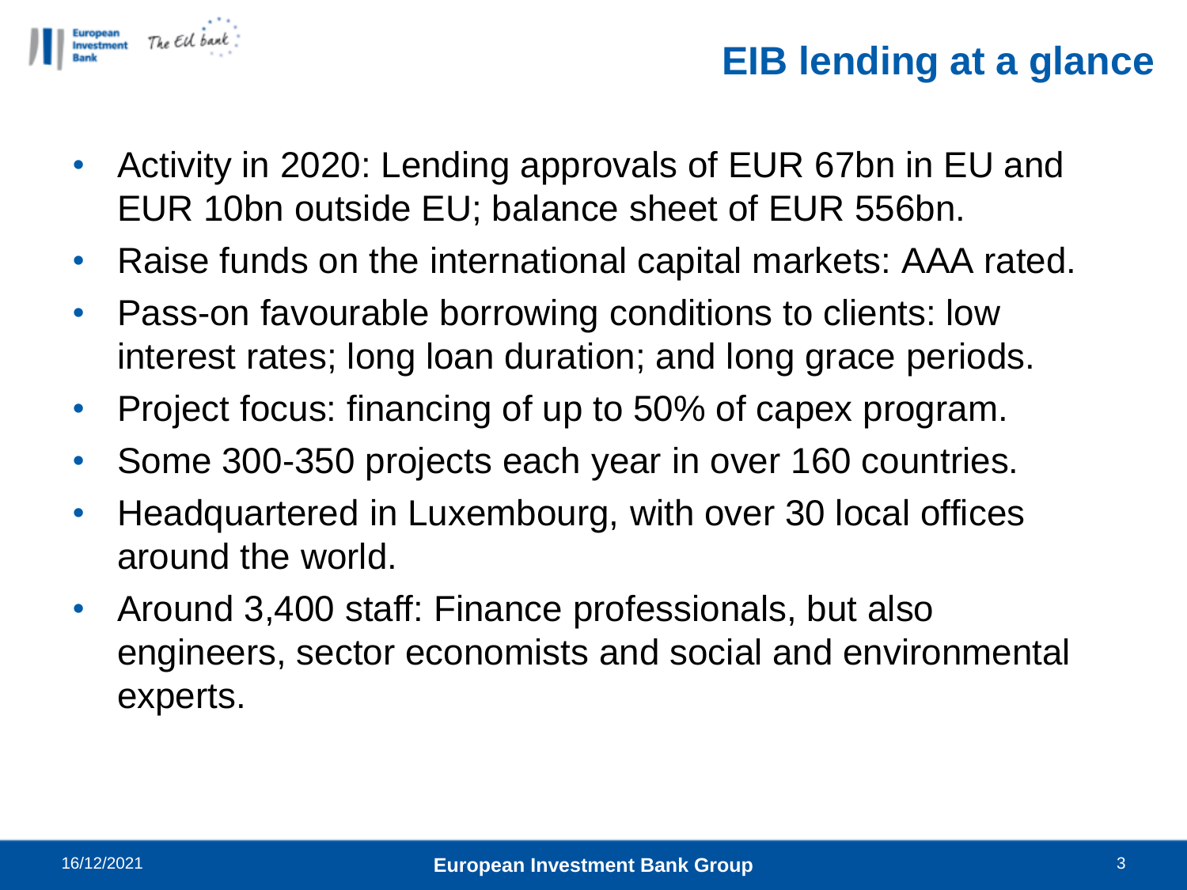# EIB lending at a glance

- Activity in 2020: Lending approvals of EUR 67bn in EU and EUR 10bn outside EU; balance sheet of EUR 556bn.
- Raise funds on the international capital markets: AAA rated.
- Pass-on favourable borrowing conditions to clients: low interest rates; long loan duration; and long grace periods.
- Project focus: financing of up to 50% of capex program.
- Some 300-350 projects each year in over 160 countries.
- Headquartered in Luxembourg, with over 30 local offices around the world.
- Around 3,400 staff: Finance professionals, but also engineers, sector economists and social and environmental experts.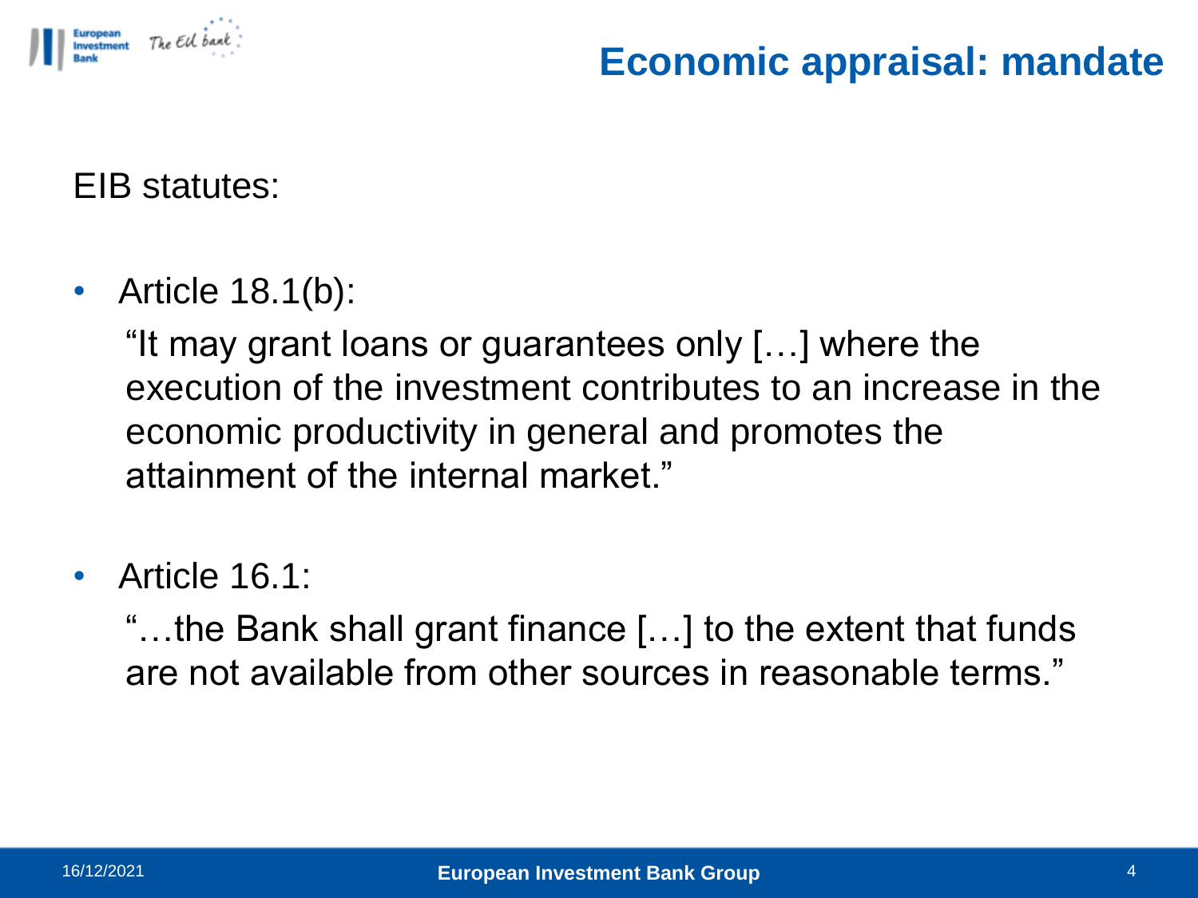# Economic appraisal: mandate

EIB statutes:

- Article 18.1(b):

  “It may grant loans or guarantees only […] where the execution of the investment contributes to an increase in the economic productivity in general and promotes the attainment of the internal market.”

- Article 16.1:

  “…the Bank shall grant finance […] to the extent that funds are not available from other sources in reasonable terms.”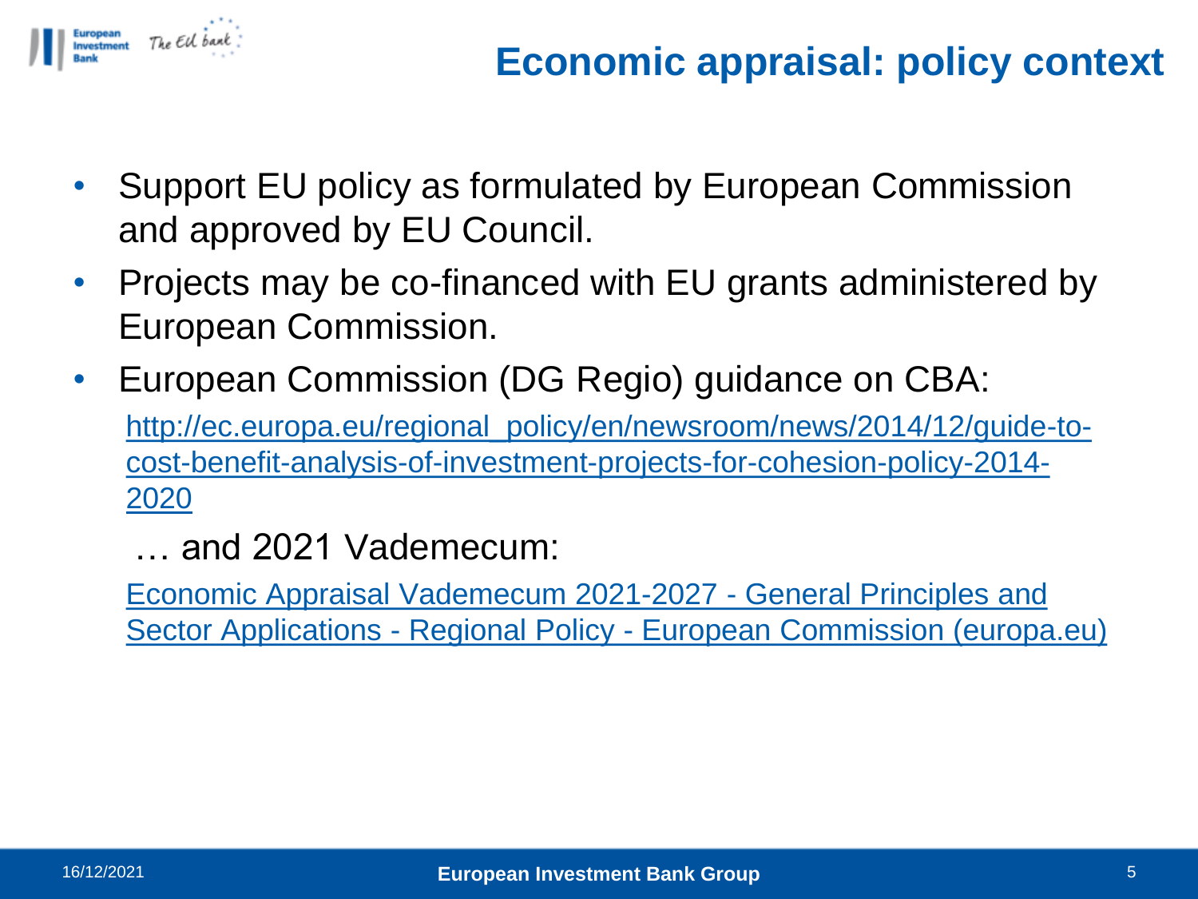# Economic appraisal: policy context

- Support EU policy as formulated by European Commission and approved by EU Council.
- Projects may be co-financed with EU grants administered by European Commission.
- European Commission (DG Regio) guidance on CBA:

  http://ec.europa.eu/regional_policy/en/newsroom/news/2014/12/guide-to-cost-benefit-analysis-of-investment-projects-for-cohesion-policy-2014-2020

  … and 2021 Vademecum:

  Economic Appraisal Vademecum 2021-2027 - General Principles and Sector Applications - Regional Policy - European Commission (europa.eu)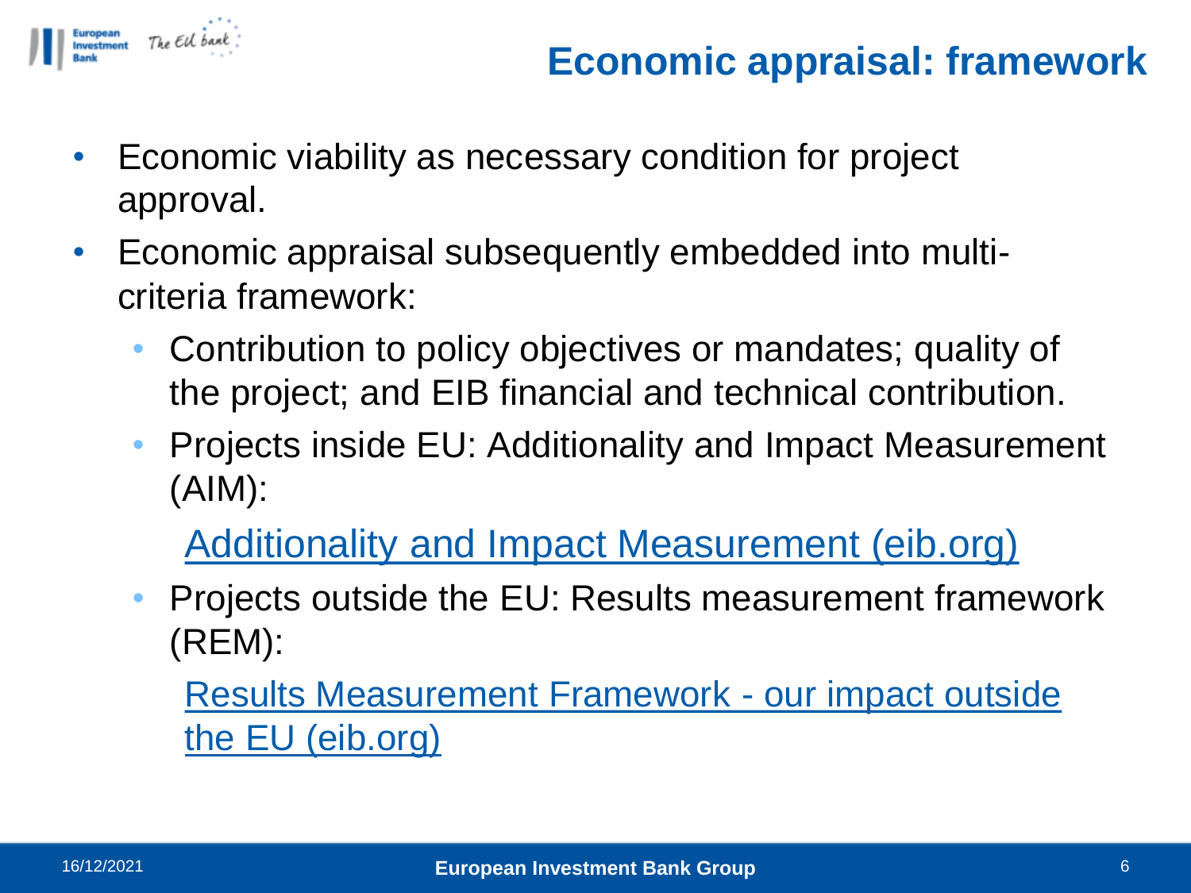# Economic appraisal: framework

- Economic viability as necessary condition for project approval.
- Economic appraisal subsequently embedded into multi-criteria framework:
  - Contribution to policy objectives or mandates; quality of the project; and EIB financial and technical contribution.
  - Projects inside EU: Additionality and Impact Measurement (AIM):

    Additionality and Impact Measurement (eib.org)
  - Projects outside the EU: Results measurement framework (REM):

    Results Measurement Framework - our impact outside the EU (eib.org)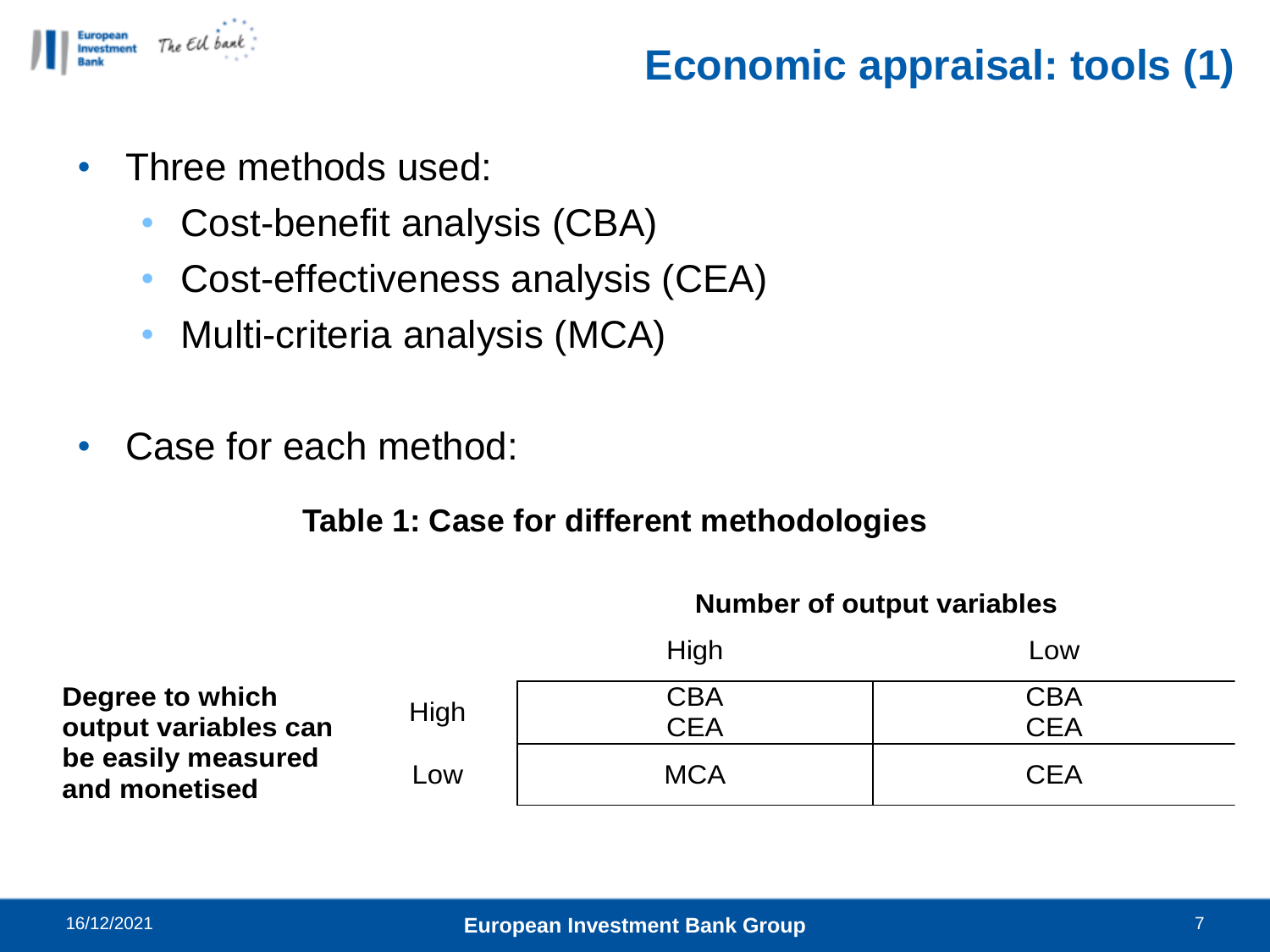# Economic appraisal: tools (1)

- Three methods used:
  - Cost-benefit analysis (CBA)
  - Cost-effectiveness analysis (CEA)
  - Multi-criteria analysis (MCA)

- Case for each method:

**Table 1: Case for different methodologies**

| | | **Number of output variables** | |
|---|---|---|---|
| | | High | Low |
| **Degree to which output variables can be easily measured and monetised** | High | CBA CEA | CBA CEA |
| | Low | MCA | CEA |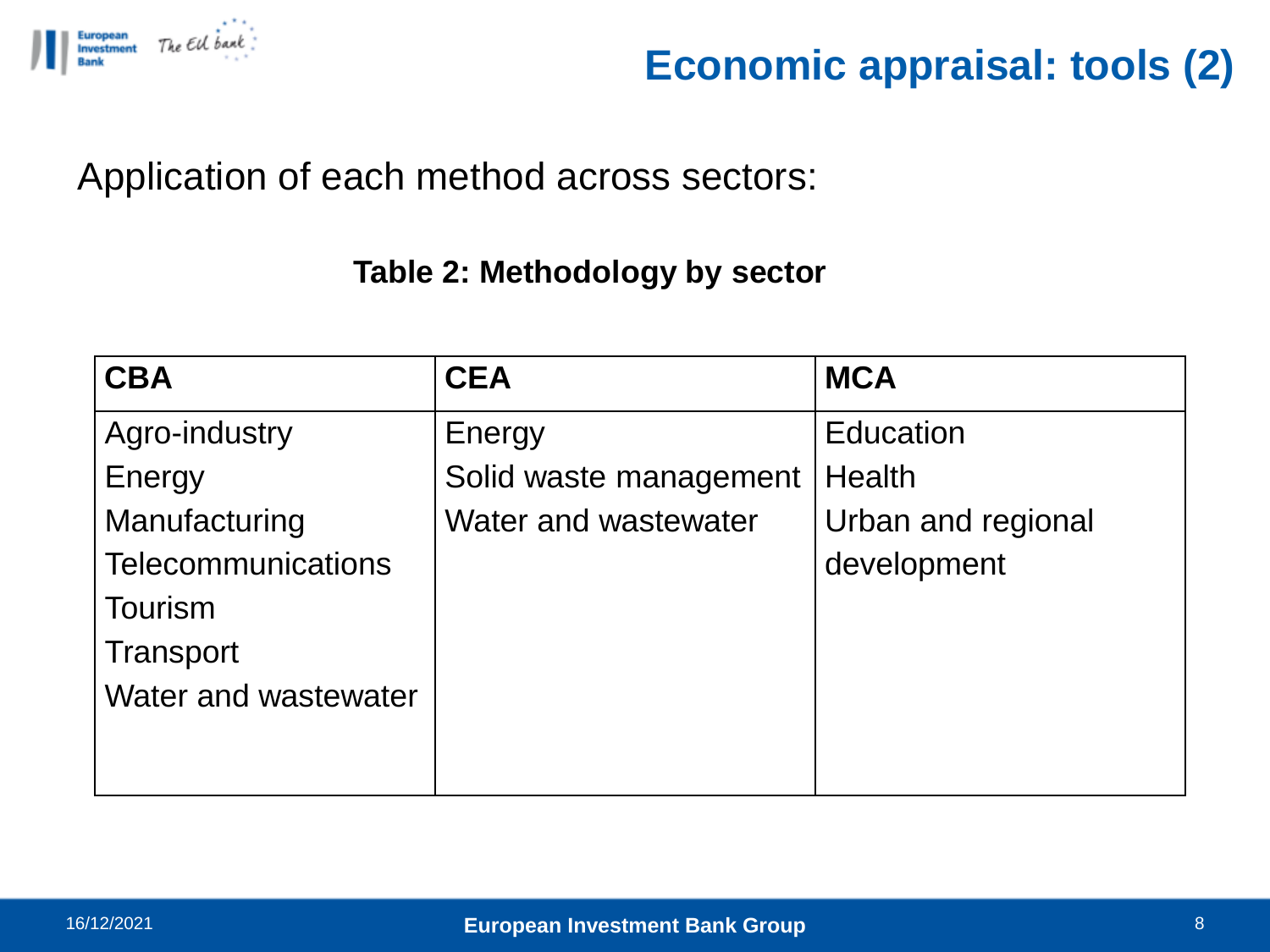# Economic appraisal: tools (2)

Application of each method across sectors:

**Table 2: Methodology by sector**

| CBA | CEA | MCA |
| --- | --- | --- |
| Agro-industry | Energy | Education |
| Energy | Solid waste management | Health |
| Manufacturing | Water and wastewater | Urban and regional development |
| Telecommunications | | |
| Tourism | | |
| Transport | | |
| Water and wastewater | | |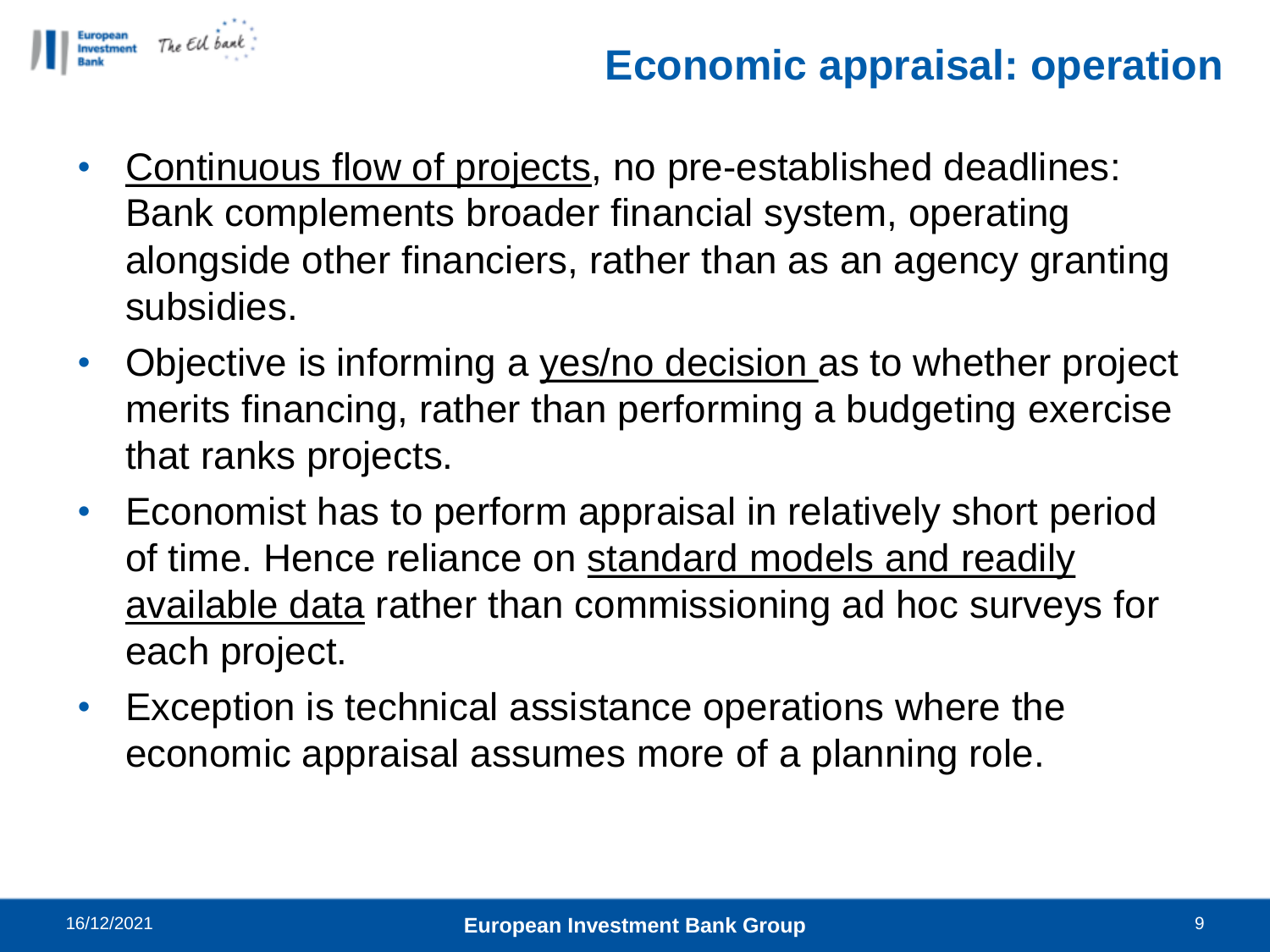# Economic appraisal: operation

- Continuous flow of projects, no pre-established deadlines: Bank complements broader financial system, operating alongside other financiers, rather than as an agency granting subsidies.
- Objective is informing a yes/no decision as to whether project merits financing, rather than performing a budgeting exercise that ranks projects.
- Economist has to perform appraisal in relatively short period of time. Hence reliance on standard models and readily available data rather than commissioning ad hoc surveys for each project.
- Exception is technical assistance operations where the economic appraisal assumes more of a planning role.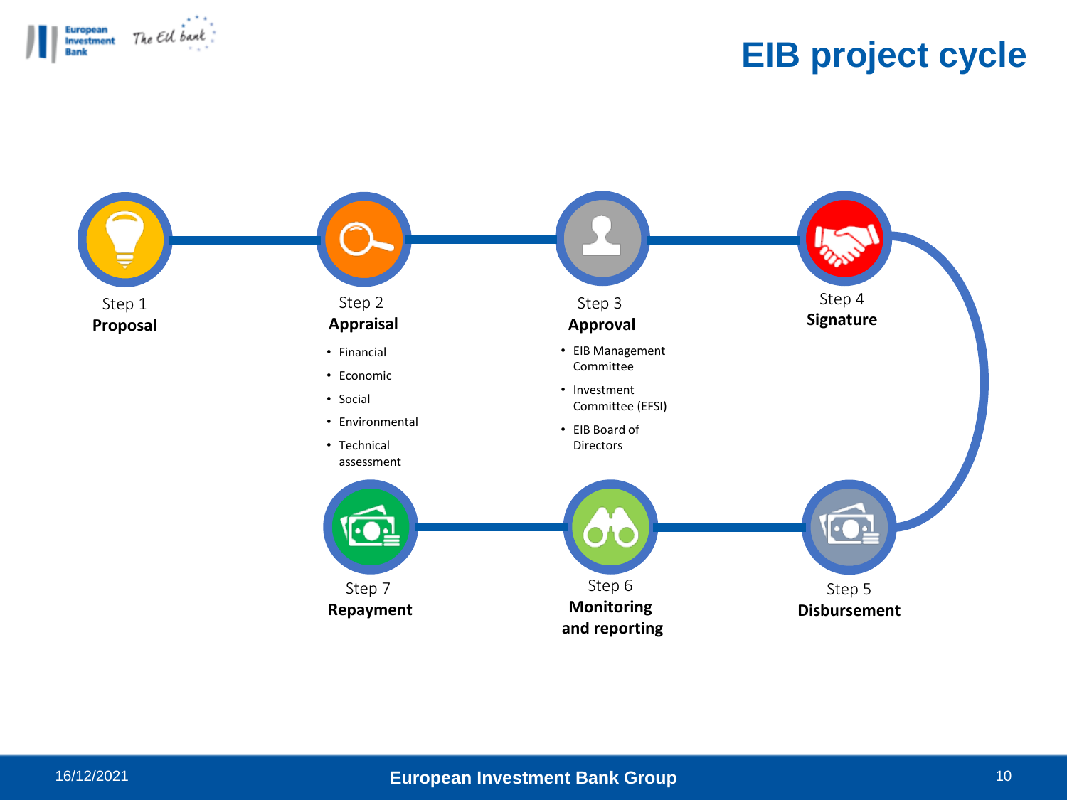# EIB project cycle

**Step 1**
**Proposal**

**Step 2**
**Appraisal**

- Financial
- Economic
- Social
- Environmental
- Technical assessment

**Step 3**
**Approval**

- EIB Management Committee
- Investment Committee (EFSI)
- EIB Board of Directors

**Step 4**
**Signature**

**Step 5**
**Disbursement**

**Step 6**
**Monitoring and reporting**

**Step 7**
**Repayment**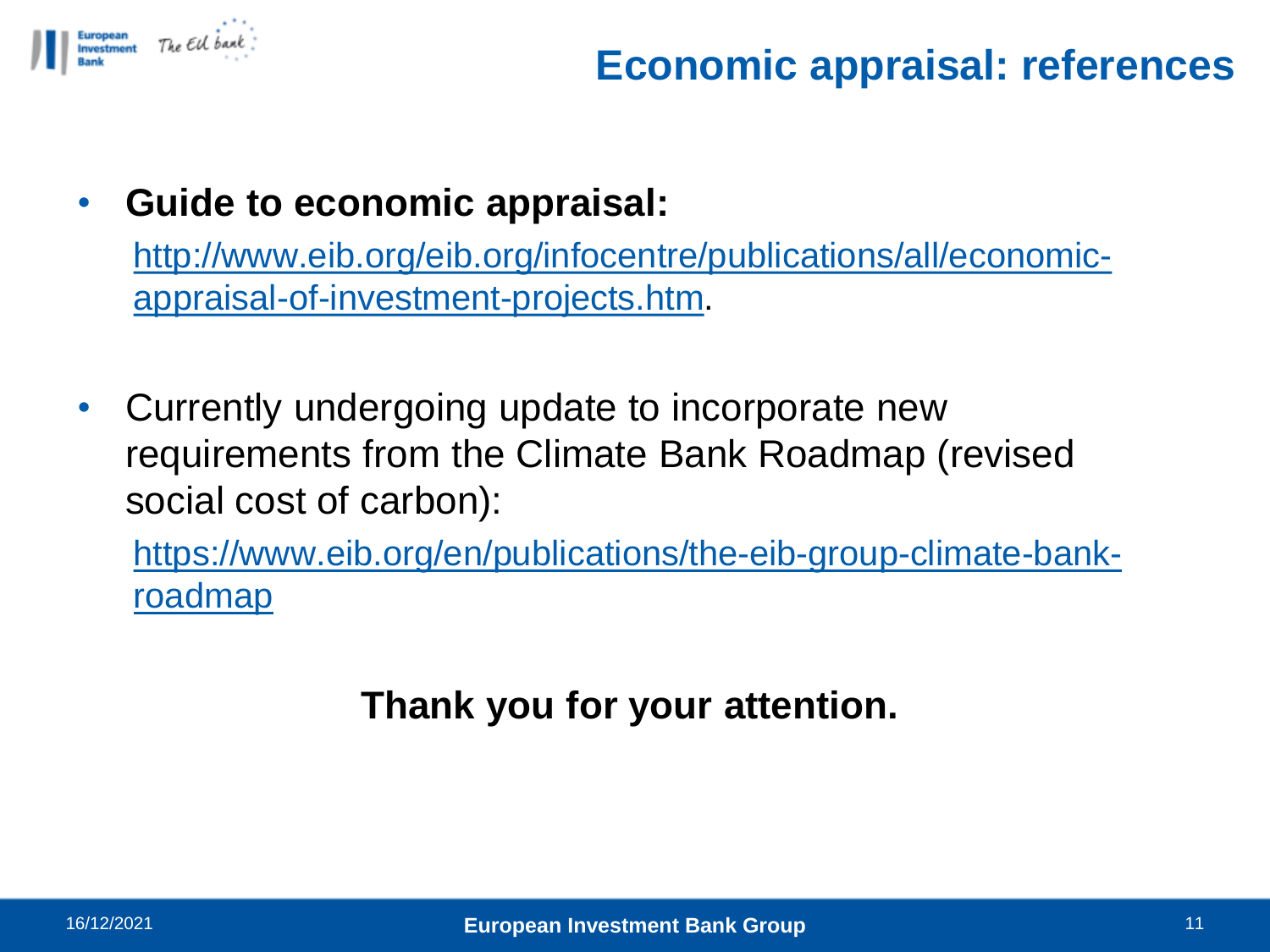# Economic appraisal: references

- **Guide to economic appraisal:**

  http://www.eib.org/eib.org/infocentre/publications/all/economic-appraisal-of-investment-projects.htm.

- Currently undergoing update to incorporate new requirements from the Climate Bank Roadmap (revised social cost of carbon):

  https://www.eib.org/en/publications/the-eib-group-climate-bank-roadmap

**Thank you for your attention.**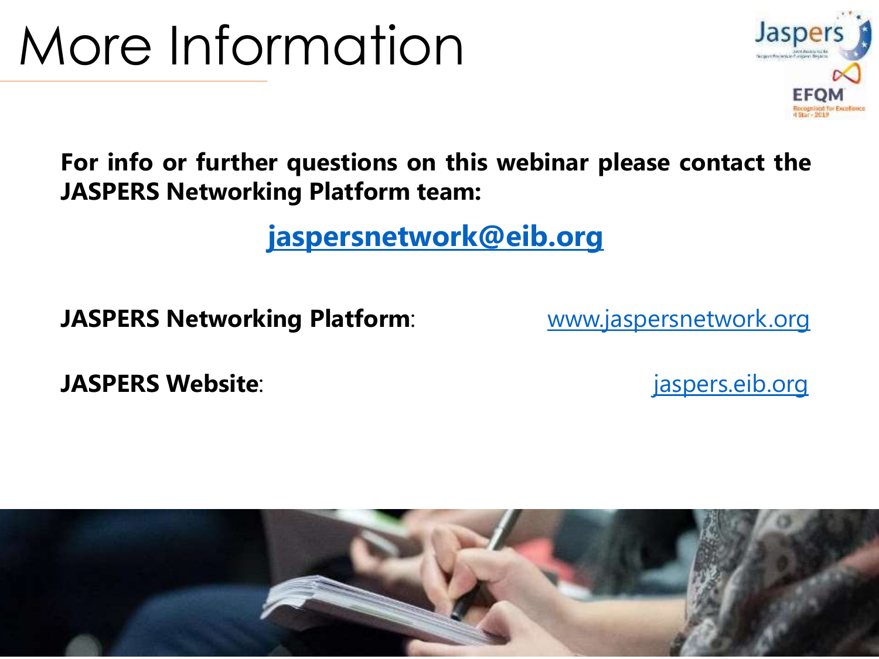# More Information

**For info or further questions on this webinar please contact the JASPERS Networking Platform team:**

**jaspersnetwork@eib.org**

**JASPERS Networking Platform**: www.jaspersnetwork.org

**JASPERS Website**: jaspers.eib.org